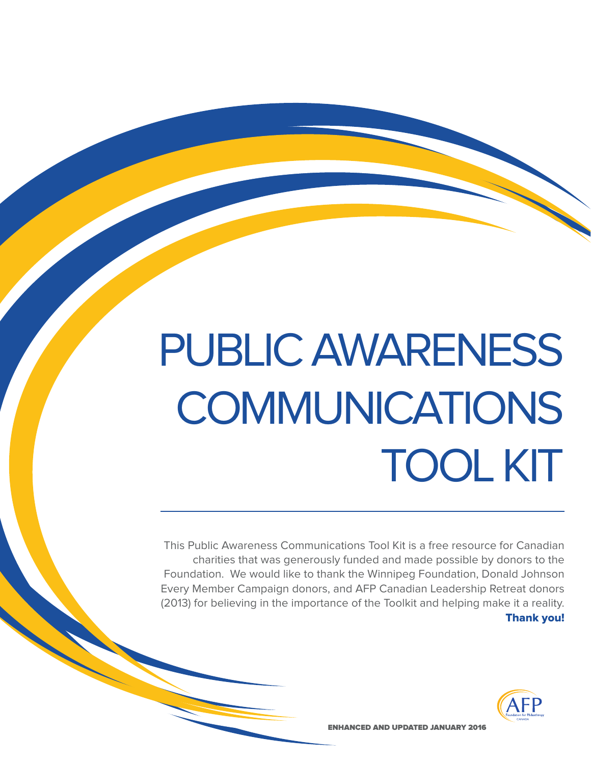# PUBLIC AWARENESS COMMUNICATIONS TOOL KIT

This Public Awareness Communications Tool Kit is a free resource for Canadian charities that was generously funded and made possible by donors to the Foundation. We would like to thank the Winnipeg Foundation, Donald Johnson Every Member Campaign donors, and AFP Canadian Leadership Retreat donors (2013) for believing in the importance of the Toolkit and helping make it a reality.

**Thank you!**

AFP Foundation for Philanthropy CANADA

ENHANCED AND UPDATED JANUARY 2016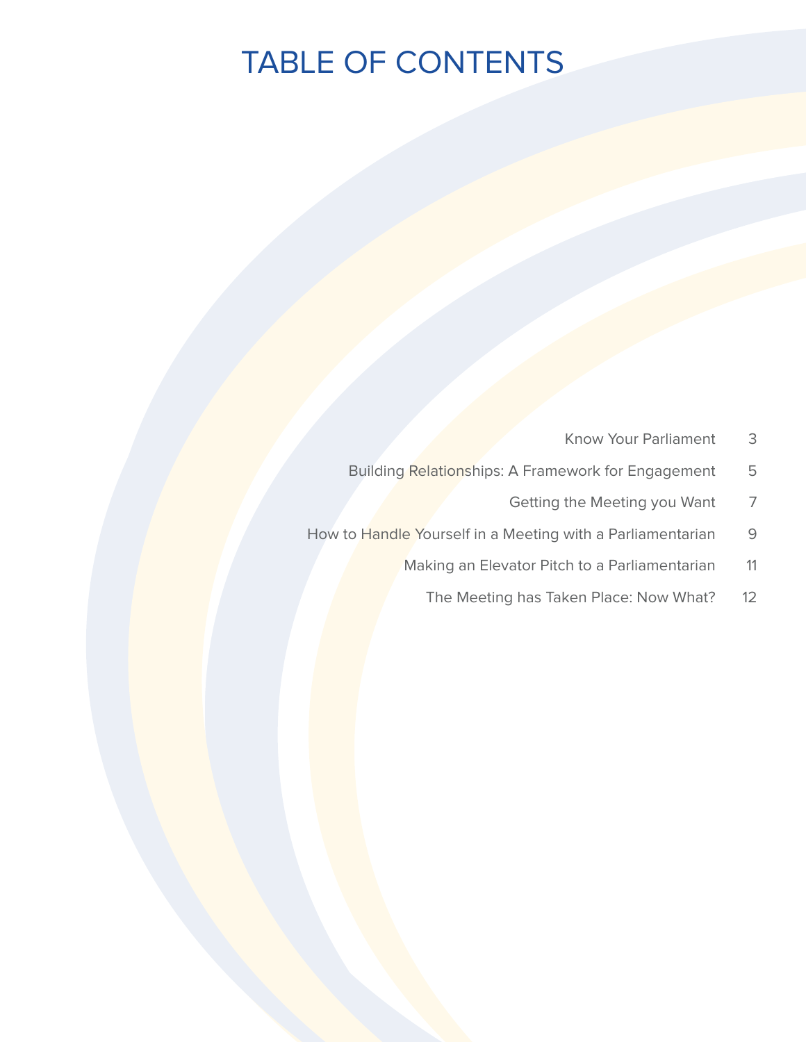# TABLE OF CONTENTS

| | |
|---|---|
| Know Your Parliament | 3 |
| Building Relationships: A Framework for Engagement | 5 |
| Getting the Meeting you Want | 7 |
| How to Handle Yourself in a Meeting with a Parliamentarian | 9 |
| Making an Elevator Pitch to a Parliamentarian | 11 |
| The Meeting has Taken Place: Now What? | 12 |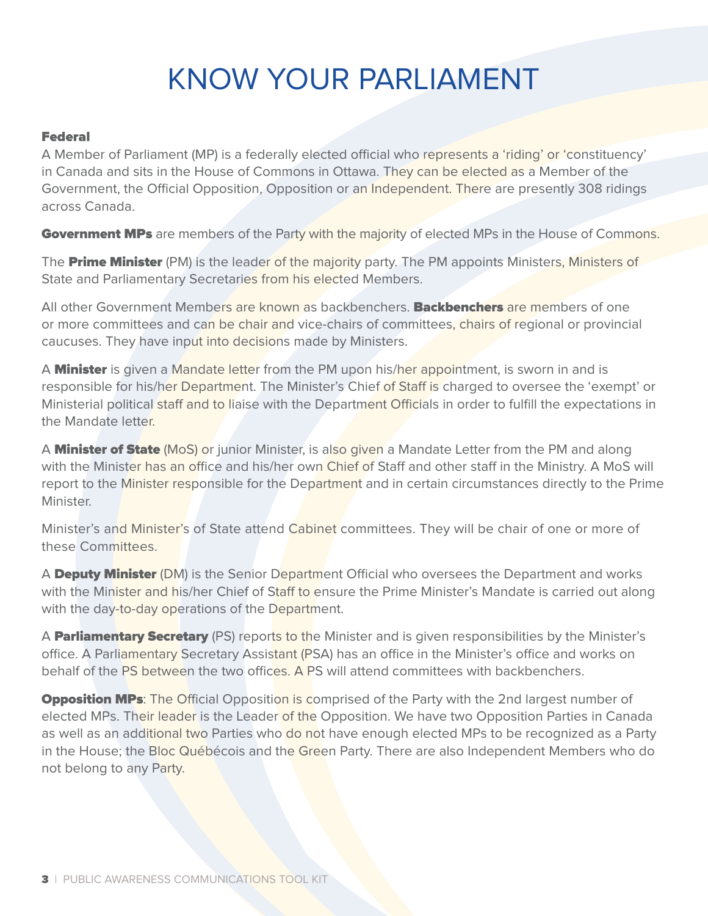# KNOW YOUR PARLIAMENT

## Federal

A Member of Parliament (MP) is a federally elected official who represents a 'riding' or 'constituency' in Canada and sits in the House of Commons in Ottawa. They can be elected as a Member of the Government, the Official Opposition, Opposition or an Independent. There are presently 308 ridings across Canada.

**Government MPs** are members of the Party with the majority of elected MPs in the House of Commons.

The **Prime Minister** (PM) is the leader of the majority party. The PM appoints Ministers, Ministers of State and Parliamentary Secretaries from his elected Members.

All other Government Members are known as backbenchers. **Backbenchers** are members of one or more committees and can be chair and vice-chairs of committees, chairs of regional or provincial caucuses. They have input into decisions made by Ministers.

A **Minister** is given a Mandate letter from the PM upon his/her appointment, is sworn in and is responsible for his/her Department. The Minister's Chief of Staff is charged to oversee the 'exempt' or Ministerial political staff and to liaise with the Department Officials in order to fulfill the expectations in the Mandate letter.

A **Minister of State** (MoS) or junior Minister, is also given a Mandate Letter from the PM and along with the Minister has an office and his/her own Chief of Staff and other staff in the Ministry. A MoS will report to the Minister responsible for the Department and in certain circumstances directly to the Prime Minister.

Minister's and Minister's of State attend Cabinet committees. They will be chair of one or more of these Committees.

A **Deputy Minister** (DM) is the Senior Department Official who oversees the Department and works with the Minister and his/her Chief of Staff to ensure the Prime Minister's Mandate is carried out along with the day-to-day operations of the Department.

A **Parliamentary Secretary** (PS) reports to the Minister and is given responsibilities by the Minister's office. A Parliamentary Secretary Assistant (PSA) has an office in the Minister's office and works on behalf of the PS between the two offices. A PS will attend committees with backbenchers.

**Opposition MPs**: The Official Opposition is comprised of the Party with the 2nd largest number of elected MPs. Their leader is the Leader of the Opposition. We have two Opposition Parties in Canada as well as an additional two Parties who do not have enough elected MPs to be recognized as a Party in the House; the Bloc Québécois and the Green Party. There are also Independent Members who do not belong to any Party.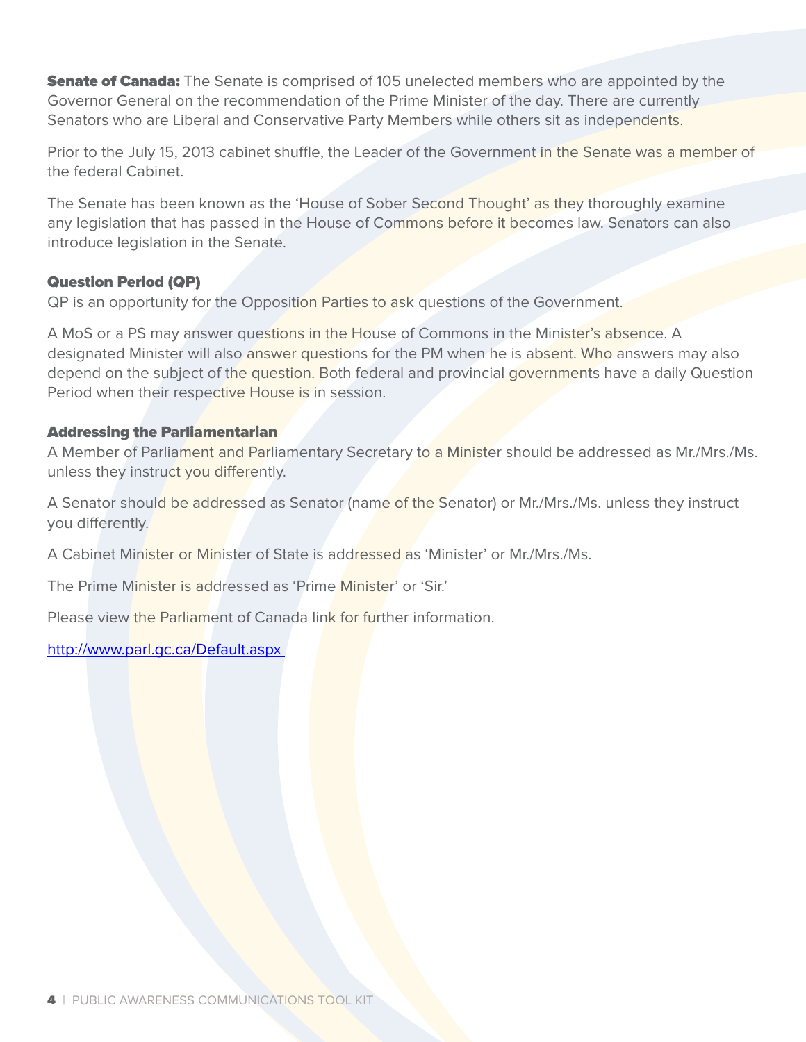**Senate of Canada:** The Senate is comprised of 105 unelected members who are appointed by the Governor General on the recommendation of the Prime Minister of the day. There are currently Senators who are Liberal and Conservative Party Members while others sit as independents.

Prior to the July 15, 2013 cabinet shuffle, the Leader of the Government in the Senate was a member of the federal Cabinet.

The Senate has been known as the 'House of Sober Second Thought' as they thoroughly examine any legislation that has passed in the House of Commons before it becomes law. Senators can also introduce legislation in the Senate.

### Question Period (QP)

QP is an opportunity for the Opposition Parties to ask questions of the Government.

A MoS or a PS may answer questions in the House of Commons in the Minister's absence. A designated Minister will also answer questions for the PM when he is absent. Who answers may also depend on the subject of the question. Both federal and provincial governments have a daily Question Period when their respective House is in session.

### Addressing the Parliamentarian

A Member of Parliament and Parliamentary Secretary to a Minister should be addressed as Mr./Mrs./Ms. unless they instruct you differently.

A Senator should be addressed as Senator (name of the Senator) or Mr./Mrs./Ms. unless they instruct you differently.

A Cabinet Minister or Minister of State is addressed as 'Minister' or Mr./Mrs./Ms.

The Prime Minister is addressed as 'Prime Minister' or 'Sir.'

Please view the Parliament of Canada link for further information.

http://www.parl.gc.ca/Default.aspx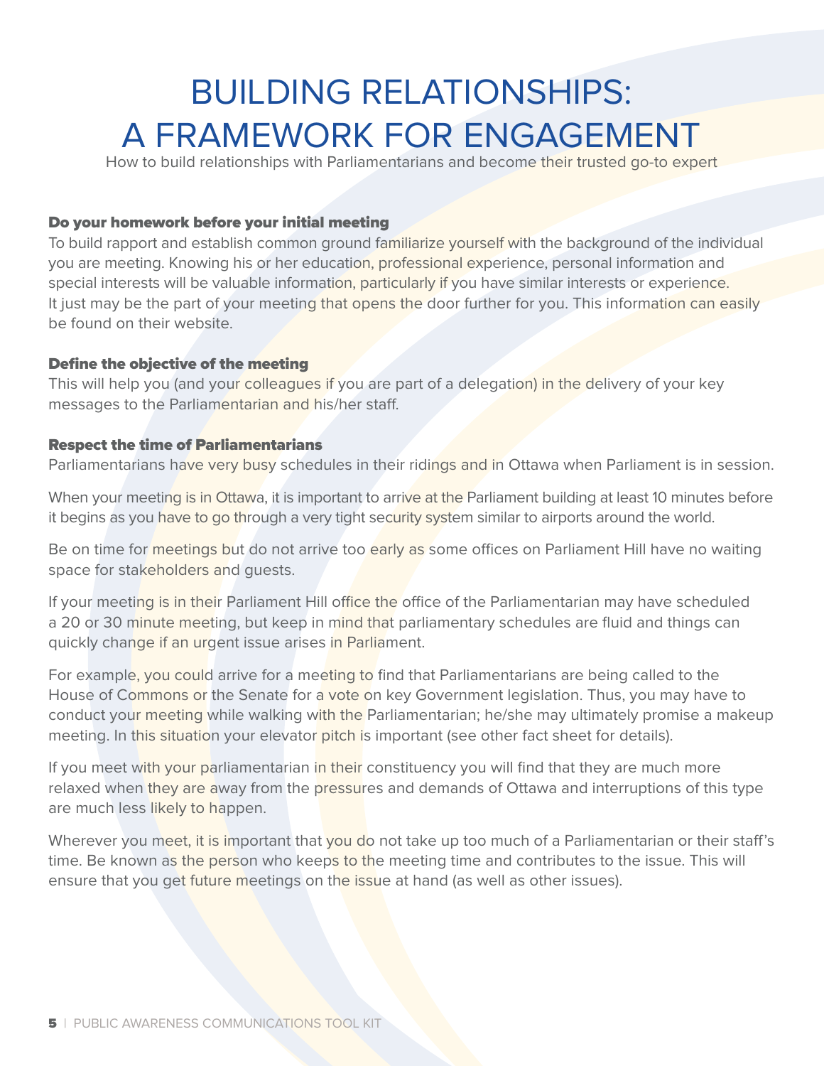# BUILDING RELATIONSHIPS: A FRAMEWORK FOR ENGAGEMENT

How to build relationships with Parliamentarians and become their trusted go-to expert

### Do your homework before your initial meeting

To build rapport and establish common ground familiarize yourself with the background of the individual you are meeting. Knowing his or her education, professional experience, personal information and special interests will be valuable information, particularly if you have similar interests or experience. It just may be the part of your meeting that opens the door further for you. This information can easily be found on their website.

### Define the objective of the meeting

This will help you (and your colleagues if you are part of a delegation) in the delivery of your key messages to the Parliamentarian and his/her staff.

### Respect the time of Parliamentarians

Parliamentarians have very busy schedules in their ridings and in Ottawa when Parliament is in session.

When your meeting is in Ottawa, it is important to arrive at the Parliament building at least 10 minutes before it begins as you have to go through a very tight security system similar to airports around the world.

Be on time for meetings but do not arrive too early as some offices on Parliament Hill have no waiting space for stakeholders and guests.

If your meeting is in their Parliament Hill office the office of the Parliamentarian may have scheduled a 20 or 30 minute meeting, but keep in mind that parliamentary schedules are fluid and things can quickly change if an urgent issue arises in Parliament.

For example, you could arrive for a meeting to find that Parliamentarians are being called to the House of Commons or the Senate for a vote on key Government legislation. Thus, you may have to conduct your meeting while walking with the Parliamentarian; he/she may ultimately promise a makeup meeting. In this situation your elevator pitch is important (see other fact sheet for details).

If you meet with your parliamentarian in their constituency you will find that they are much more relaxed when they are away from the pressures and demands of Ottawa and interruptions of this type are much less likely to happen.

Wherever you meet, it is important that you do not take up too much of a Parliamentarian or their staff's time. Be known as the person who keeps to the meeting time and contributes to the issue. This will ensure that you get future meetings on the issue at hand (as well as other issues).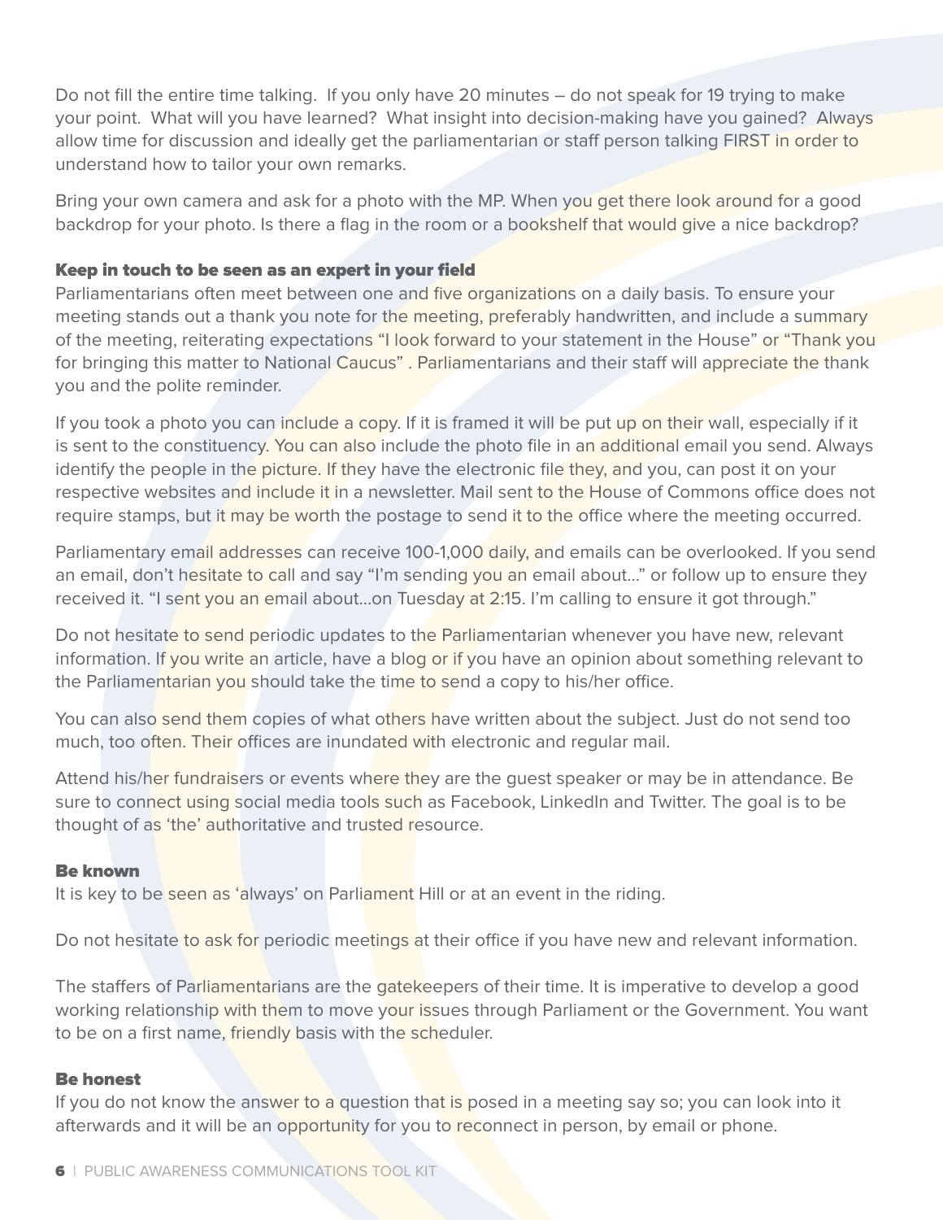Do not fill the entire time talking. If you only have 20 minutes – do not speak for 19 trying to make your point. What will you have learned? What insight into decision-making have you gained? Always allow time for discussion and ideally get the parliamentarian or staff person talking FIRST in order to understand how to tailor your own remarks.

Bring your own camera and ask for a photo with the MP. When you get there look around for a good backdrop for your photo. Is there a flag in the room or a bookshelf that would give a nice backdrop?

### Keep in touch to be seen as an expert in your field

Parliamentarians often meet between one and five organizations on a daily basis. To ensure your meeting stands out a thank you note for the meeting, preferably handwritten, and include a summary of the meeting, reiterating expectations "I look forward to your statement in the House" or "Thank you for bringing this matter to National Caucus" . Parliamentarians and their staff will appreciate the thank you and the polite reminder.

If you took a photo you can include a copy. If it is framed it will be put up on their wall, especially if it is sent to the constituency. You can also include the photo file in an additional email you send. Always identify the people in the picture. If they have the electronic file they, and you, can post it on your respective websites and include it in a newsletter. Mail sent to the House of Commons office does not require stamps, but it may be worth the postage to send it to the office where the meeting occurred.

Parliamentary email addresses can receive 100-1,000 daily, and emails can be overlooked. If you send an email, don't hesitate to call and say "I'm sending you an email about…" or follow up to ensure they received it. "I sent you an email about…on Tuesday at 2:15. I'm calling to ensure it got through."

Do not hesitate to send periodic updates to the Parliamentarian whenever you have new, relevant information. If you write an article, have a blog or if you have an opinion about something relevant to the Parliamentarian you should take the time to send a copy to his/her office.

You can also send them copies of what others have written about the subject. Just do not send too much, too often. Their offices are inundated with electronic and regular mail.

Attend his/her fundraisers or events where they are the guest speaker or may be in attendance. Be sure to connect using social media tools such as Facebook, LinkedIn and Twitter. The goal is to be thought of as 'the' authoritative and trusted resource.

### Be known

It is key to be seen as 'always' on Parliament Hill or at an event in the riding.

Do not hesitate to ask for periodic meetings at their office if you have new and relevant information.

The staffers of Parliamentarians are the gatekeepers of their time. It is imperative to develop a good working relationship with them to move your issues through Parliament or the Government. You want to be on a first name, friendly basis with the scheduler.

### Be honest

If you do not know the answer to a question that is posed in a meeting say so; you can look into it afterwards and it will be an opportunity for you to reconnect in person, by email or phone.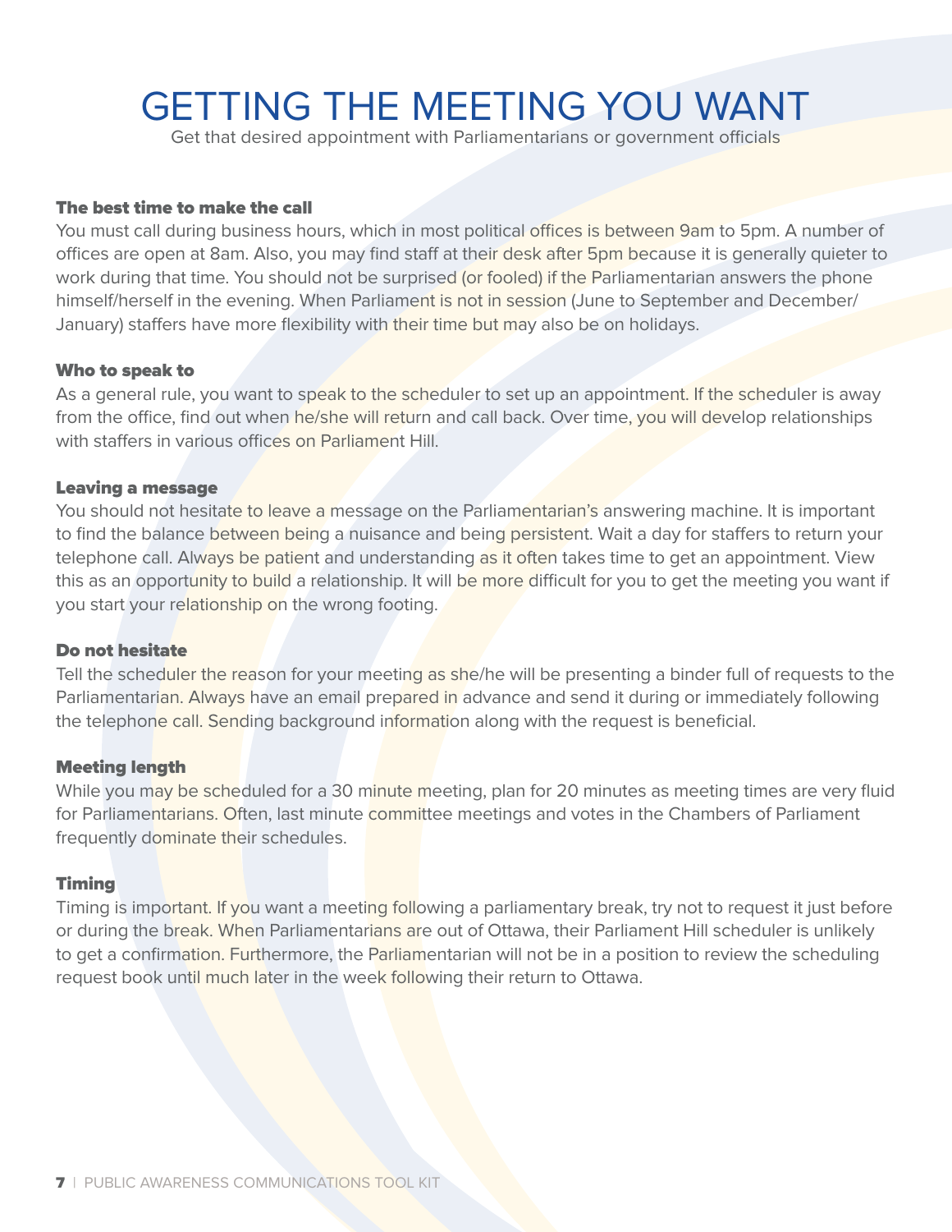# GETTING THE MEETING YOU WANT

Get that desired appointment with Parliamentarians or government officials

## The best time to make the call

You must call during business hours, which in most political offices is between 9am to 5pm. A number of offices are open at 8am. Also, you may find staff at their desk after 5pm because it is generally quieter to work during that time. You should not be surprised (or fooled) if the Parliamentarian answers the phone himself/herself in the evening. When Parliament is not in session (June to September and December/January) staffers have more flexibility with their time but may also be on holidays.

## Who to speak to

As a general rule, you want to speak to the scheduler to set up an appointment. If the scheduler is away from the office, find out when he/she will return and call back. Over time, you will develop relationships with staffers in various offices on Parliament Hill.

## Leaving a message

You should not hesitate to leave a message on the Parliamentarian's answering machine. It is important to find the balance between being a nuisance and being persistent. Wait a day for staffers to return your telephone call. Always be patient and understanding as it often takes time to get an appointment. View this as an opportunity to build a relationship. It will be more difficult for you to get the meeting you want if you start your relationship on the wrong footing.

## Do not hesitate

Tell the scheduler the reason for your meeting as she/he will be presenting a binder full of requests to the Parliamentarian. Always have an email prepared in advance and send it during or immediately following the telephone call. Sending background information along with the request is beneficial.

## Meeting length

While you may be scheduled for a 30 minute meeting, plan for 20 minutes as meeting times are very fluid for Parliamentarians. Often, last minute committee meetings and votes in the Chambers of Parliament frequently dominate their schedules.

## Timing

Timing is important. If you want a meeting following a parliamentary break, try not to request it just before or during the break. When Parliamentarians are out of Ottawa, their Parliament Hill scheduler is unlikely to get a confirmation. Furthermore, the Parliamentarian will not be in a position to review the scheduling request book until much later in the week following their return to Ottawa.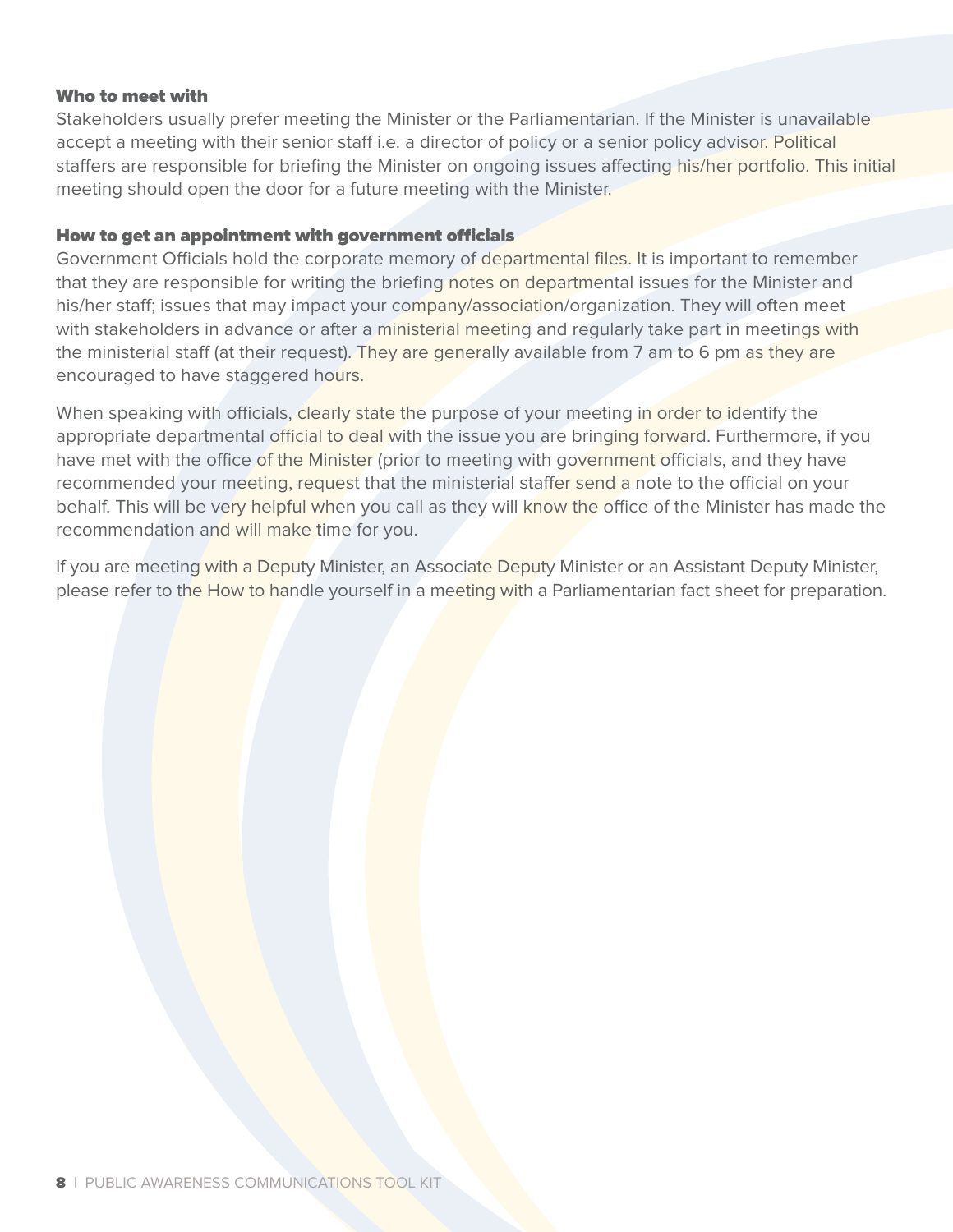### Who to meet with

Stakeholders usually prefer meeting the Minister or the Parliamentarian. If the Minister is unavailable accept a meeting with their senior staff i.e. a director of policy or a senior policy advisor. Political staffers are responsible for briefing the Minister on ongoing issues affecting his/her portfolio. This initial meeting should open the door for a future meeting with the Minister.

### How to get an appointment with government officials

Government Officials hold the corporate memory of departmental files. It is important to remember that they are responsible for writing the briefing notes on departmental issues for the Minister and his/her staff; issues that may impact your company/association/organization. They will often meet with stakeholders in advance or after a ministerial meeting and regularly take part in meetings with the ministerial staff (at their request). They are generally available from 7 am to 6 pm as they are encouraged to have staggered hours.

When speaking with officials, clearly state the purpose of your meeting in order to identify the appropriate departmental official to deal with the issue you are bringing forward. Furthermore, if you have met with the office of the Minister (prior to meeting with government officials, and they have recommended your meeting, request that the ministerial staffer send a note to the official on your behalf. This will be very helpful when you call as they will know the office of the Minister has made the recommendation and will make time for you.

If you are meeting with a Deputy Minister, an Associate Deputy Minister or an Assistant Deputy Minister, please refer to the How to handle yourself in a meeting with a Parliamentarian fact sheet for preparation.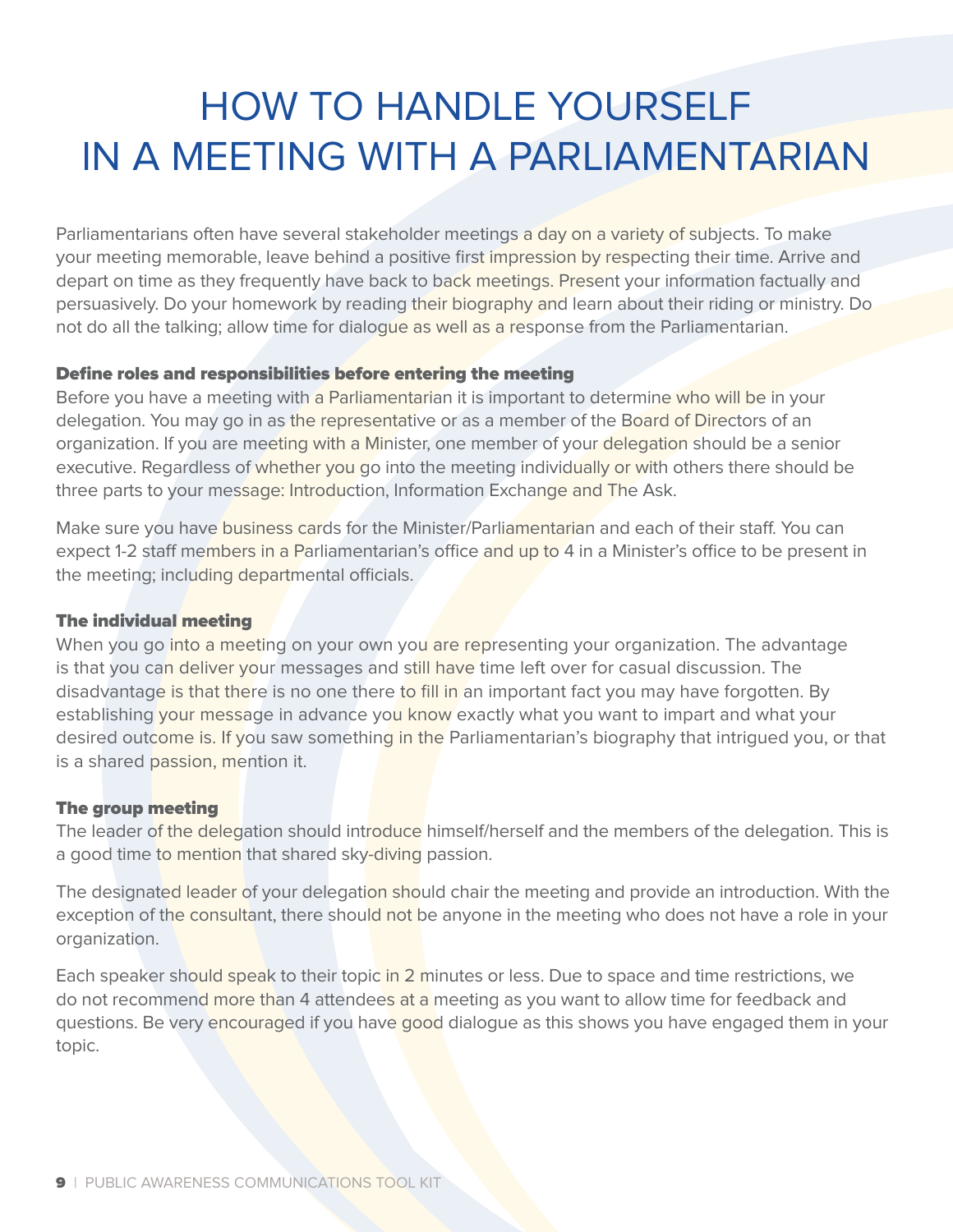# HOW TO HANDLE YOURSELF IN A MEETING WITH A PARLIAMENTARIAN

Parliamentarians often have several stakeholder meetings a day on a variety of subjects. To make your meeting memorable, leave behind a positive first impression by respecting their time. Arrive and depart on time as they frequently have back to back meetings. Present your information factually and persuasively. Do your homework by reading their biography and learn about their riding or ministry. Do not do all the talking; allow time for dialogue as well as a response from the Parliamentarian.

### Define roles and responsibilities before entering the meeting

Before you have a meeting with a Parliamentarian it is important to determine who will be in your delegation. You may go in as the representative or as a member of the Board of Directors of an organization. If you are meeting with a Minister, one member of your delegation should be a senior executive. Regardless of whether you go into the meeting individually or with others there should be three parts to your message: Introduction, Information Exchange and The Ask.

Make sure you have business cards for the Minister/Parliamentarian and each of their staff. You can expect 1-2 staff members in a Parliamentarian's office and up to 4 in a Minister's office to be present in the meeting; including departmental officials.

### The individual meeting

When you go into a meeting on your own you are representing your organization. The advantage is that you can deliver your messages and still have time left over for casual discussion. The disadvantage is that there is no one there to fill in an important fact you may have forgotten. By establishing your message in advance you know exactly what you want to impart and what your desired outcome is. If you saw something in the Parliamentarian's biography that intrigued you, or that is a shared passion, mention it.

### The group meeting

The leader of the delegation should introduce himself/herself and the members of the delegation. This is a good time to mention that shared sky-diving passion.

The designated leader of your delegation should chair the meeting and provide an introduction. With the exception of the consultant, there should not be anyone in the meeting who does not have a role in your organization.

Each speaker should speak to their topic in 2 minutes or less. Due to space and time restrictions, we do not recommend more than 4 attendees at a meeting as you want to allow time for feedback and questions. Be very encouraged if you have good dialogue as this shows you have engaged them in your topic.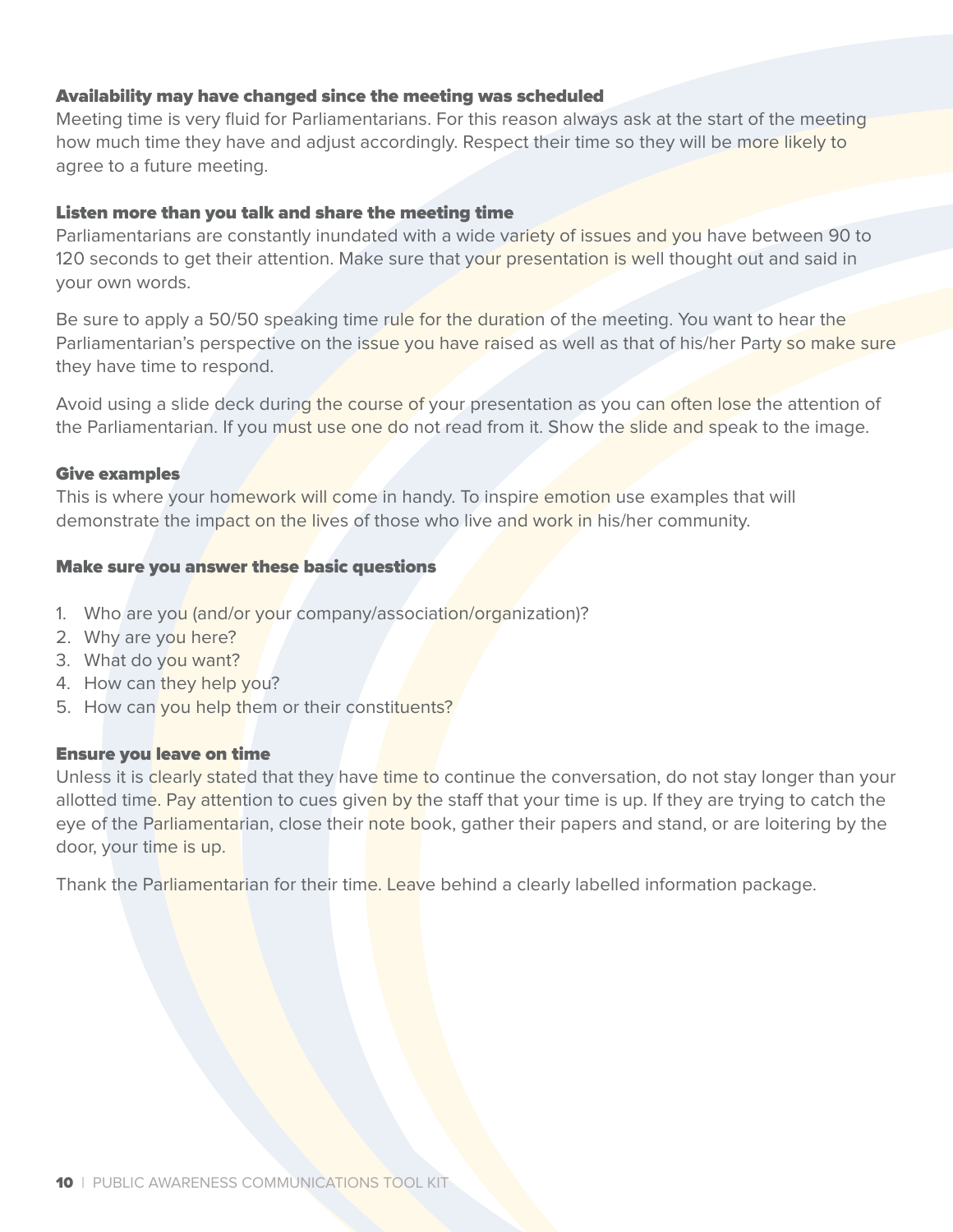### Availability may have changed since the meeting was scheduled

Meeting time is very fluid for Parliamentarians. For this reason always ask at the start of the meeting how much time they have and adjust accordingly. Respect their time so they will be more likely to agree to a future meeting.

### Listen more than you talk and share the meeting time

Parliamentarians are constantly inundated with a wide variety of issues and you have between 90 to 120 seconds to get their attention. Make sure that your presentation is well thought out and said in your own words.

Be sure to apply a 50/50 speaking time rule for the duration of the meeting. You want to hear the Parliamentarian's perspective on the issue you have raised as well as that of his/her Party so make sure they have time to respond.

Avoid using a slide deck during the course of your presentation as you can often lose the attention of the Parliamentarian. If you must use one do not read from it. Show the slide and speak to the image.

### Give examples

This is where your homework will come in handy. To inspire emotion use examples that will demonstrate the impact on the lives of those who live and work in his/her community.

### Make sure you answer these basic questions

1. Who are you (and/or your company/association/organization)?
2. Why are you here?
3. What do you want?
4. How can they help you?
5. How can you help them or their constituents?

### Ensure you leave on time

Unless it is clearly stated that they have time to continue the conversation, do not stay longer than your allotted time. Pay attention to cues given by the staff that your time is up. If they are trying to catch the eye of the Parliamentarian, close their note book, gather their papers and stand, or are loitering by the door, your time is up.

Thank the Parliamentarian for their time. Leave behind a clearly labelled information package.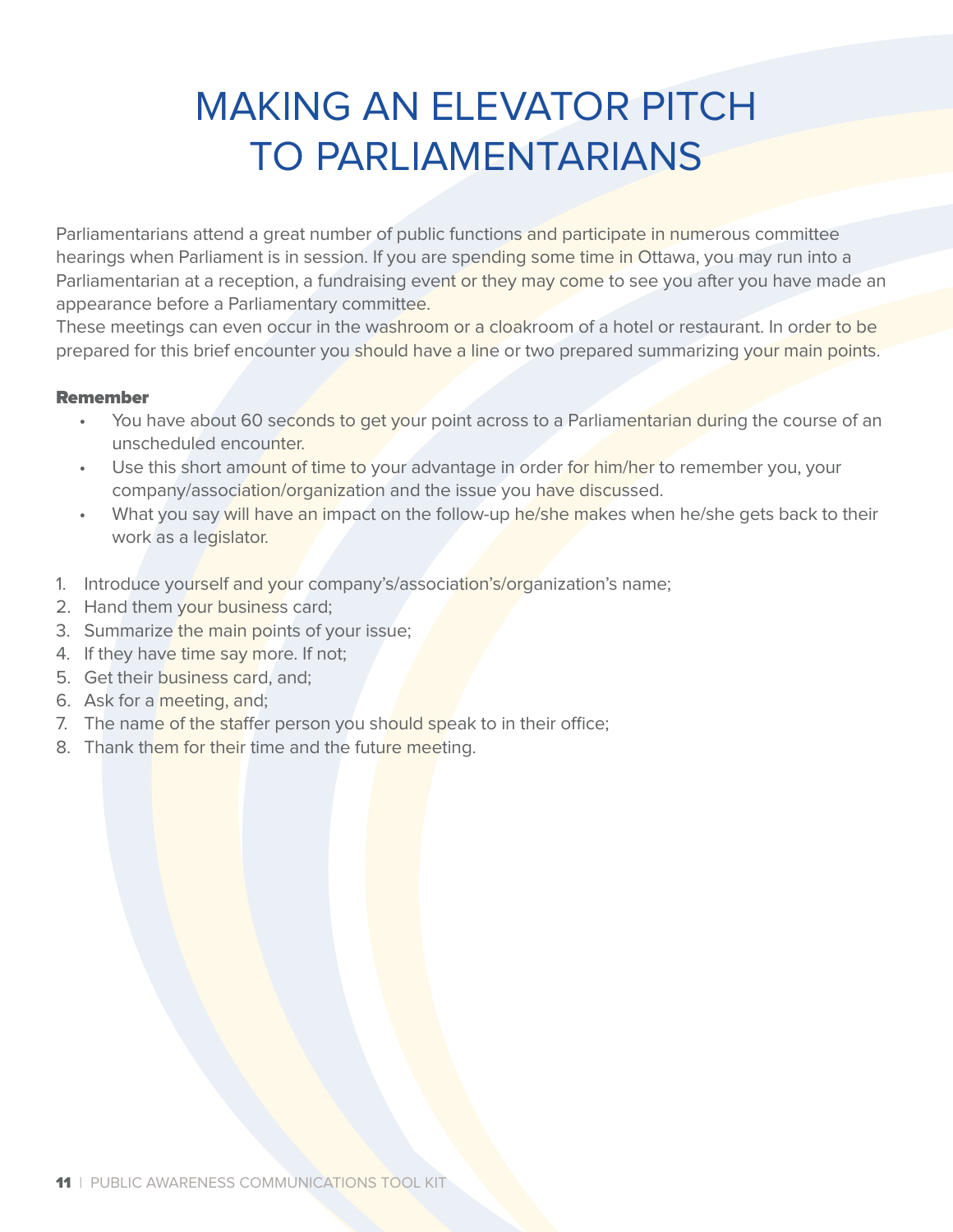# MAKING AN ELEVATOR PITCH TO PARLIAMENTARIANS

Parliamentarians attend a great number of public functions and participate in numerous committee hearings when Parliament is in session. If you are spending some time in Ottawa, you may run into a Parliamentarian at a reception, a fundraising event or they may come to see you after you have made an appearance before a Parliamentary committee.
These meetings can even occur in the washroom or a cloakroom of a hotel or restaurant. In order to be prepared for this brief encounter you should have a line or two prepared summarizing your main points.

**Remember**

- You have about 60 seconds to get your point across to a Parliamentarian during the course of an unscheduled encounter.
- Use this short amount of time to your advantage in order for him/her to remember you, your company/association/organization and the issue you have discussed.
- What you say will have an impact on the follow-up he/she makes when he/she gets back to their work as a legislator.

1. Introduce yourself and your company's/association's/organization's name;
2. Hand them your business card;
3. Summarize the main points of your issue;
4. If they have time say more. If not;
5. Get their business card, and;
6. Ask for a meeting, and;
7. The name of the staffer person you should speak to in their office;
8. Thank them for their time and the future meeting.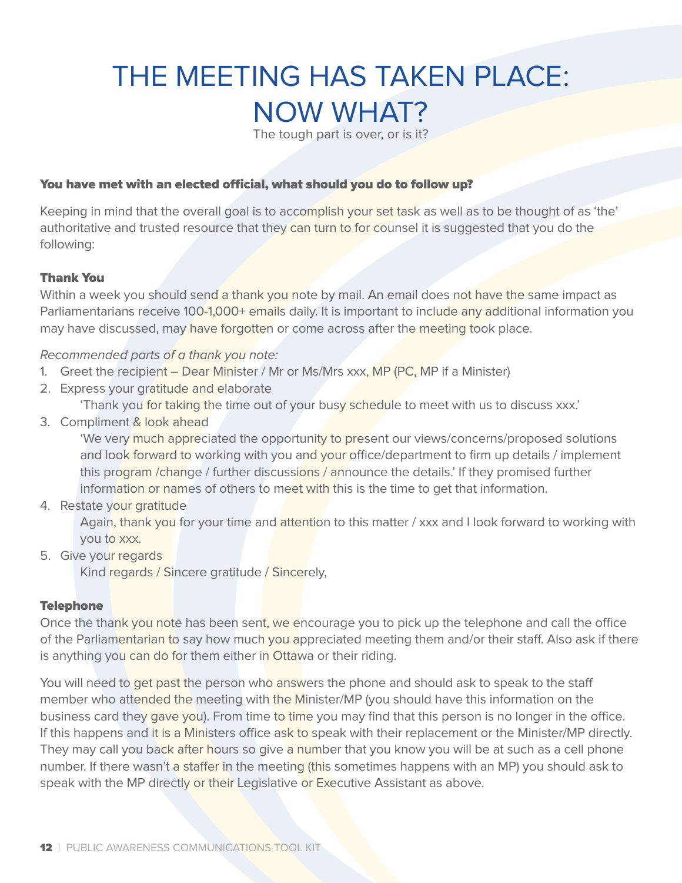# THE MEETING HAS TAKEN PLACE: NOW WHAT?

The tough part is over, or is it?

### You have met with an elected official, what should you do to follow up?

Keeping in mind that the overall goal is to accomplish your set task as well as to be thought of as 'the' authoritative and trusted resource that they can turn to for counsel it is suggested that you do the following:

#### Thank You

Within a week you should send a thank you note by mail. An email does not have the same impact as Parliamentarians receive 100-1,000+ emails daily. It is important to include any additional information you may have discussed, may have forgotten or come across after the meeting took place.

*Recommended parts of a thank you note:*

1. Greet the recipient – Dear Minister / Mr or Ms/Mrs xxx, MP (PC, MP if a Minister)
2. Express your gratitude and elaborate
   'Thank you for taking the time out of your busy schedule to meet with us to discuss xxx.'
3. Compliment & look ahead
   'We very much appreciated the opportunity to present our views/concerns/proposed solutions and look forward to working with you and your office/department to firm up details / implement this program /change / further discussions / announce the details.' If they promised further information or names of others to meet with this is the time to get that information.
4. Restate your gratitude
   Again, thank you for your time and attention to this matter / xxx and I look forward to working with you to xxx.
5. Give your regards
   Kind regards / Sincere gratitude / Sincerely,

#### Telephone

Once the thank you note has been sent, we encourage you to pick up the telephone and call the office of the Parliamentarian to say how much you appreciated meeting them and/or their staff. Also ask if there is anything you can do for them either in Ottawa or their riding.

You will need to get past the person who answers the phone and should ask to speak to the staff member who attended the meeting with the Minister/MP (you should have this information on the business card they gave you). From time to time you may find that this person is no longer in the office. If this happens and it is a Ministers office ask to speak with their replacement or the Minister/MP directly. They may call you back after hours so give a number that you know you will be at such as a cell phone number. If there wasn't a staffer in the meeting (this sometimes happens with an MP) you should ask to speak with the MP directly or their Legislative or Executive Assistant as above.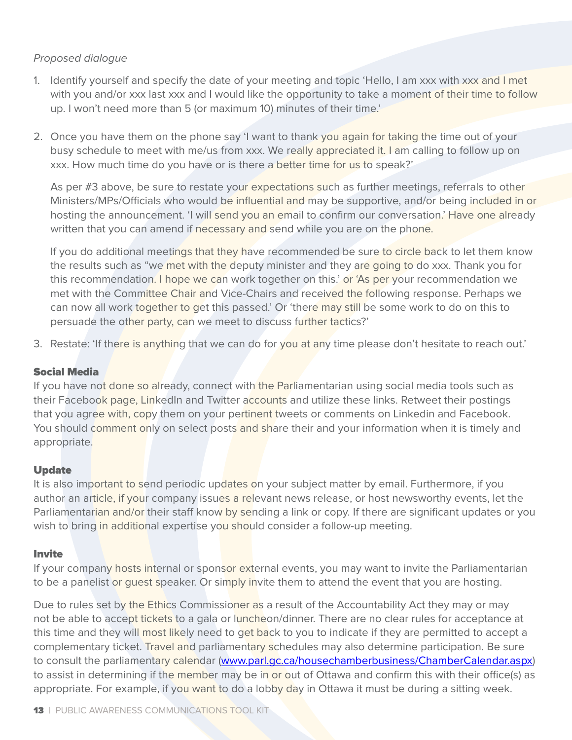*Proposed dialogue*

1. Identify yourself and specify the date of your meeting and topic 'Hello, I am xxx with xxx and I met with you and/or xxx last xxx and I would like the opportunity to take a moment of their time to follow up. I won't need more than 5 (or maximum 10) minutes of their time.'

2. Once you have them on the phone say 'I want to thank you again for taking the time out of your busy schedule to meet with me/us from xxx. We really appreciated it. I am calling to follow up on xxx. How much time do you have or is there a better time for us to speak?'

   As per #3 above, be sure to restate your expectations such as further meetings, referrals to other Ministers/MPs/Officials who would be influential and may be supportive, and/or being included in or hosting the announcement. 'I will send you an email to confirm our conversation.' Have one already written that you can amend if necessary and send while you are on the phone.

   If you do additional meetings that they have recommended be sure to circle back to let them know the results such as "we met with the deputy minister and they are going to do xxx. Thank you for this recommendation. I hope we can work together on this.' or 'As per your recommendation we met with the Committee Chair and Vice-Chairs and received the following response. Perhaps we can now all work together to get this passed.' Or 'there may still be some work to do on this to persuade the other party, can we meet to discuss further tactics?'

3. Restate: 'If there is anything that we can do for you at any time please don't hesitate to reach out.'

#### Social Media

If you have not done so already, connect with the Parliamentarian using social media tools such as their Facebook page, LinkedIn and Twitter accounts and utilize these links. Retweet their postings that you agree with, copy them on your pertinent tweets or comments on Linkedin and Facebook. You should comment only on select posts and share their and your information when it is timely and appropriate.

#### Update

It is also important to send periodic updates on your subject matter by email. Furthermore, if you author an article, if your company issues a relevant news release, or host newsworthy events, let the Parliamentarian and/or their staff know by sending a link or copy. If there are significant updates or you wish to bring in additional expertise you should consider a follow-up meeting.

#### Invite

If your company hosts internal or sponsor external events, you may want to invite the Parliamentarian to be a panelist or guest speaker. Or simply invite them to attend the event that you are hosting.

Due to rules set by the Ethics Commissioner as a result of the Accountability Act they may or may not be able to accept tickets to a gala or luncheon/dinner. There are no clear rules for acceptance at this time and they will most likely need to get back to you to indicate if they are permitted to accept a complementary ticket. Travel and parliamentary schedules may also determine participation. Be sure to consult the parliamentary calendar (www.parl.gc.ca/housechamberbusiness/ChamberCalendar.aspx) to assist in determining if the member may be in or out of Ottawa and confirm this with their office(s) as appropriate. For example, if you want to do a lobby day in Ottawa it must be during a sitting week.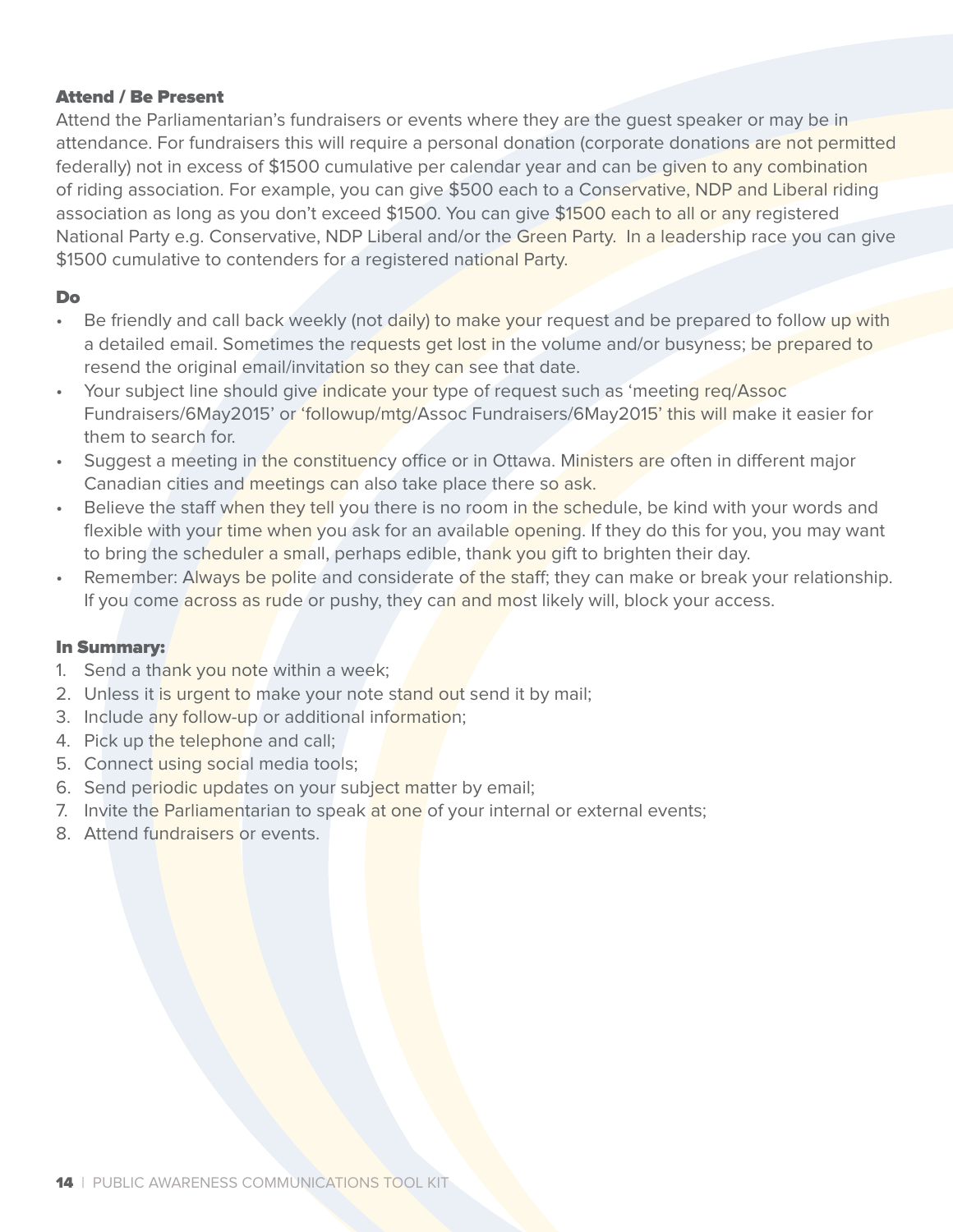### Attend / Be Present

Attend the Parliamentarian's fundraisers or events where they are the guest speaker or may be in attendance. For fundraisers this will require a personal donation (corporate donations are not permitted federally) not in excess of $1500 cumulative per calendar year and can be given to any combination of riding association. For example, you can give $500 each to a Conservative, NDP and Liberal riding association as long as you don't exceed $1500. You can give $1500 each to all or any registered National Party e.g. Conservative, NDP Liberal and/or the Green Party. In a leadership race you can give $1500 cumulative to contenders for a registered national Party.

### Do

- Be friendly and call back weekly (not daily) to make your request and be prepared to follow up with a detailed email. Sometimes the requests get lost in the volume and/or busyness; be prepared to resend the original email/invitation so they can see that date.
- Your subject line should give indicate your type of request such as 'meeting req/Assoc Fundraisers/6May2015' or 'followup/mtg/Assoc Fundraisers/6May2015' this will make it easier for them to search for.
- Suggest a meeting in the constituency office or in Ottawa. Ministers are often in different major Canadian cities and meetings can also take place there so ask.
- Believe the staff when they tell you there is no room in the schedule, be kind with your words and flexible with your time when you ask for an available opening. If they do this for you, you may want to bring the scheduler a small, perhaps edible, thank you gift to brighten their day.
- Remember: Always be polite and considerate of the staff; they can make or break your relationship. If you come across as rude or pushy, they can and most likely will, block your access.

### In Summary:

1. Send a thank you note within a week;
2. Unless it is urgent to make your note stand out send it by mail;
3. Include any follow-up or additional information;
4. Pick up the telephone and call;
5. Connect using social media tools;
6. Send periodic updates on your subject matter by email;
7. Invite the Parliamentarian to speak at one of your internal or external events;
8. Attend fundraisers or events.